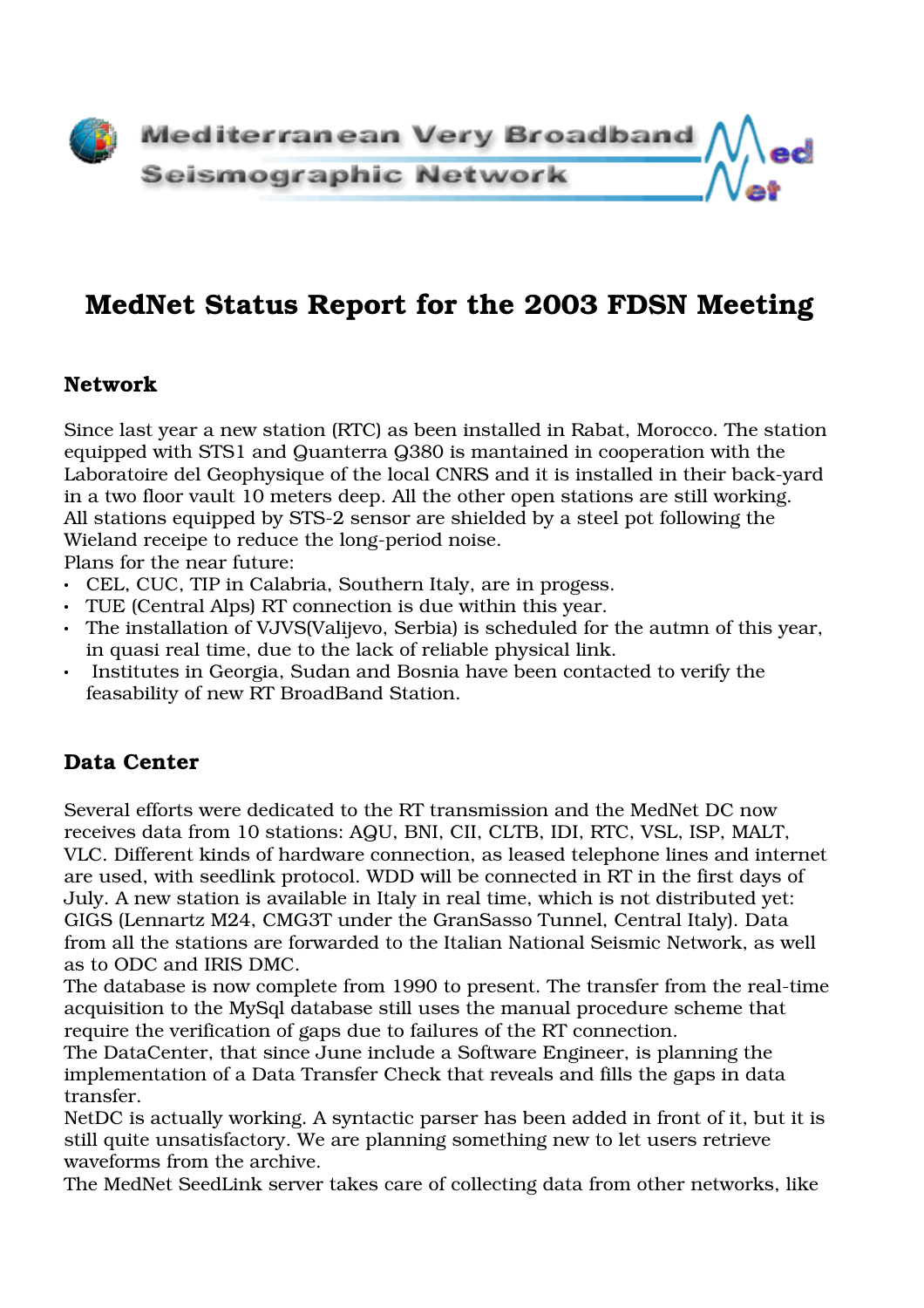Mediterranean Very Broadband Seismographic Network

MedNet

# MedNet Status Report for the 2003 FDSN Meeting

## Network

Since last year a new station (RTC) as been installed in Rabat, Morocco. The station equipped with STS1 and Quanterra Q380 is mantained in cooperation with the Laboratoire del Geophysique of the local CNRS and it is installed in their back-yard in a two floor vault 10 meters deep. All the other open stations are still working. All stations equipped by STS-2 sensor are shielded by a steel pot following the Wieland receipe to reduce the long-period noise.

Plans for the near future:

- CEL, CUC, TIP in Calabria, Southern Italy, are in progess.
- TUE (Central Alps) RT connection is due within this year.
- The installation of VJVS(Valijevo, Serbia) is scheduled for the autmn of this year, in quasi real time, due to the lack of reliable physical link.
- Institutes in Georgia, Sudan and Bosnia have been contacted to verify the feasability of new RT BroadBand Station.

## Data Center

Several efforts were dedicated to the RT transmission and the MedNet DC now receives data from 10 stations: AQU, BNI, CII, CLTB, IDI, RTC, VSL, ISP, MALT, VLC. Different kinds of hardware connection, as leased telephone lines and internet are used, with seedlink protocol. WDD will be connected in RT in the first days of July. A new station is available in Italy in real time, which is not distributed yet: GIGS (Lennartz M24, CMG3T under the GranSasso Tunnel, Central Italy). Data from all the stations are forwarded to the Italian National Seismic Network, as well as to ODC and IRIS DMC.

The database is now complete from 1990 to present. The transfer from the real-time acquisition to the MySql database still uses the manual procedure scheme that require the verification of gaps due to failures of the RT connection.

The DataCenter, that since June include a Software Engineer, is planning the implementation of a Data Transfer Check that reveals and fills the gaps in data transfer.

NetDC is actually working. A syntactic parser has been added in front of it, but it is still quite unsatisfactory. We are planning something new to let users retrieve waveforms from the archive.

The MedNet SeedLink server takes care of collecting data from other networks, like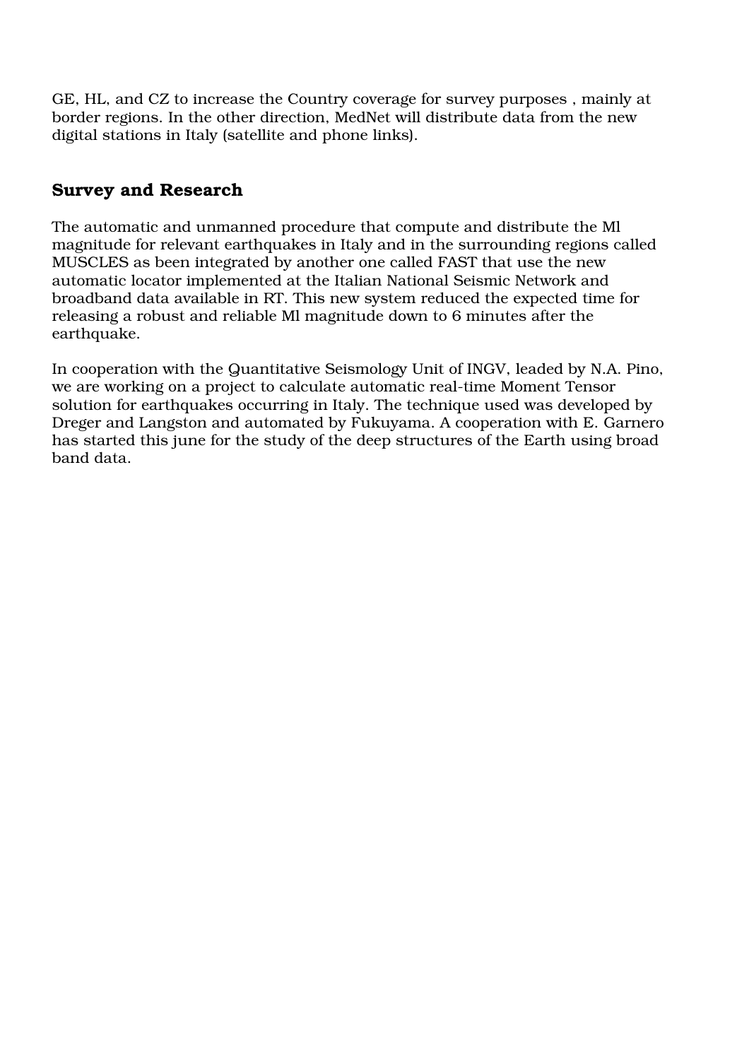GE, HL, and CZ to increase the Country coverage for survey purposes , mainly at border regions. In the other direction, MedNet will distribute data from the new digital stations in Italy (satellite and phone links).

## Survey and Research

The automatic and unmanned procedure that compute and distribute the Ml magnitude for relevant earthquakes in Italy and in the surrounding regions called MUSCLES as been integrated by another one called FAST that use the new automatic locator implemented at the Italian National Seismic Network and broadband data available in RT. This new system reduced the expected time for releasing a robust and reliable Ml magnitude down to 6 minutes after the earthquake.

In cooperation with the Quantitative Seismology Unit of INGV, leaded by N.A. Pino, we are working on a project to calculate automatic real-time Moment Tensor solution for earthquakes occurring in Italy. The technique used was developed by Dreger and Langston and automated by Fukuyama. A cooperation with E. Garnero has started this june for the study of the deep structures of the Earth using broad band data.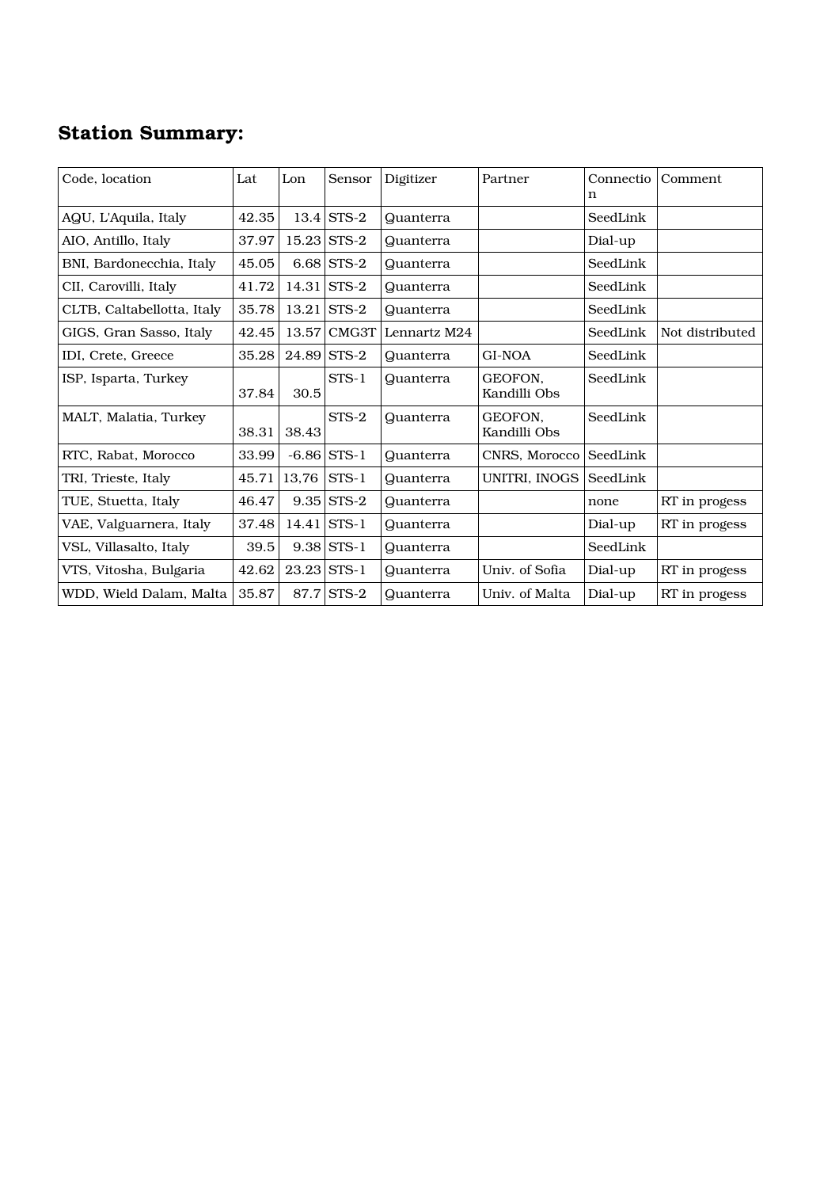## Station Summary:

| Code, location | Lat | Lon | Sensor | Digitizer | Partner | Connection | Comment |
|---|---|---|---|---|---|---|---|
| AQU, L'Aquila, Italy | 42.35 | 13.4 | STS-2 | Quanterra | | SeedLink | |
| AIO, Antillo, Italy | 37.97 | 15.23 | STS-2 | Quanterra | | Dial-up | |
| BNI, Bardonecchia, Italy | 45.05 | 6.68 | STS-2 | Quanterra | | SeedLink | |
| CII, Carovilli, Italy | 41.72 | 14.31 | STS-2 | Quanterra | | SeedLink | |
| CLTB, Caltabellotta, Italy | 35.78 | 13.21 | STS-2 | Quanterra | | SeedLink | |
| GIGS, Gran Sasso, Italy | 42.45 | 13.57 | CMG3T | Lennartz M24 | | SeedLink | Not distributed |
| IDI, Crete, Greece | 35.28 | 24.89 | STS-2 | Quanterra | GI-NOA | SeedLink | |
| ISP, Isparta, Turkey | 37.84 | 30.5 | STS-1 | Quanterra | GEOFON, Kandilli Obs | SeedLink | |
| MALT, Malatia, Turkey | 38.31 | 38.43 | STS-2 | Quanterra | GEOFON, Kandilli Obs | SeedLink | |
| RTC, Rabat, Morocco | 33.99 | -6.86 | STS-1 | Quanterra | CNRS, Morocco | SeedLink | |
| TRI, Trieste, Italy | 45.71 | 13,76 | STS-1 | Quanterra | UNITRI, INOGS | SeedLink | |
| TUE, Stuetta, Italy | 46.47 | 9.35 | STS-2 | Quanterra | | none | RT in progess |
| VAE, Valguarnera, Italy | 37.48 | 14.41 | STS-1 | Quanterra | | Dial-up | RT in progess |
| VSL, Villasalto, Italy | 39.5 | 9.38 | STS-1 | Quanterra | | SeedLink | |
| VTS, Vitosha, Bulgaria | 42.62 | 23.23 | STS-1 | Quanterra | Univ. of Sofia | Dial-up | RT in progess |
| WDD, Wield Dalam, Malta | 35.87 | 87.7 | STS-2 | Quanterra | Univ. of Malta | Dial-up | RT in progess |